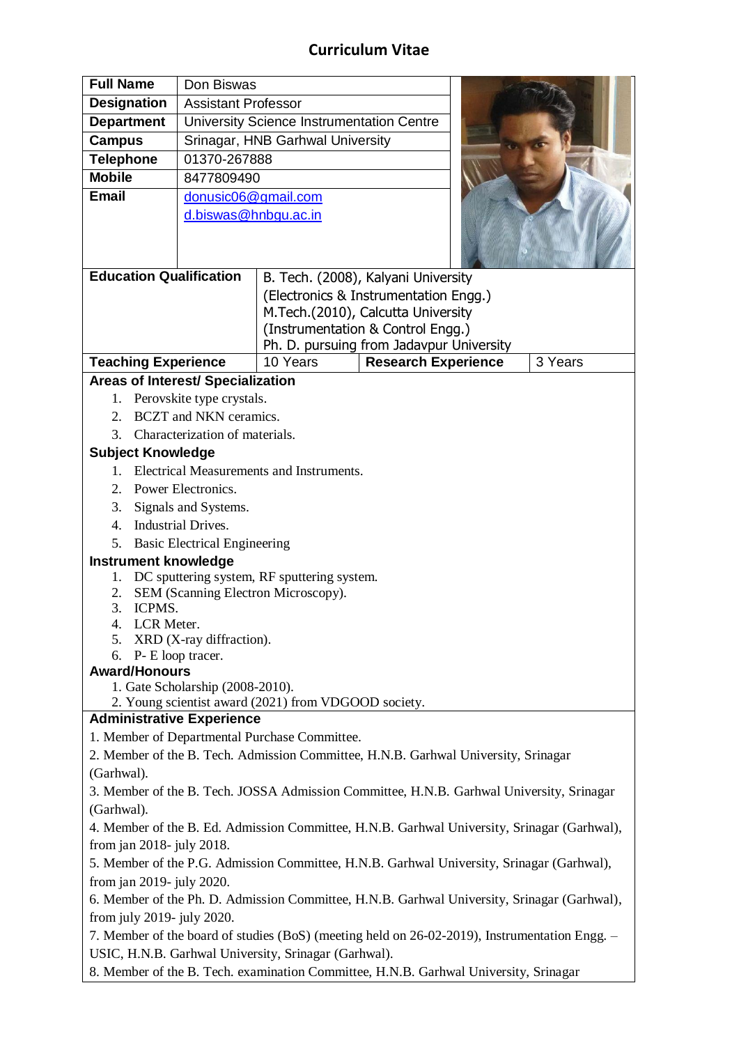# Curriculum Vitae

| | |
|---|---|
| **Full Name** | Don Biswas |
| **Designation** | Assistant Professor |
| **Department** | University Science Instrumentation Centre |
| **Campus** | Srinagar, HNB Garhwal University |
| **Telephone** | 01370-267888 |
| **Mobile** | 8477809490 |
| **Email** | donusic06@gmail.com<br>d.biswas@hnbgu.ac.in |

| | | | |
|---|---|---|---|
| **Education Qualification** | B. Tech. (2008), Kalyani University (Electronics & Instrumentation Engg.)<br>M.Tech.(2010), Calcutta University (Instrumentation & Control Engg.)<br>Ph. D. pursuing from Jadavpur University | | |
| **Teaching Experience** | 10 Years | **Research Experience** | 3 Years |

**Areas of Interest/ Specialization**

1. Perovskite type crystals.
2. BCZT and NKN ceramics.
3. Characterization of materials.

**Subject Knowledge**

1. Electrical Measurements and Instruments.
2. Power Electronics.
3. Signals and Systems.
4. Industrial Drives.
5. Basic Electrical Engineering

**Instrument knowledge**

1. DC sputtering system, RF sputtering system.
2. SEM (Scanning Electron Microscopy).
3. ICPMS.
4. LCR Meter.
5. XRD (X-ray diffraction).
6. P- E loop tracer.

**Award/Honours**

1. Gate Scholarship (2008-2010).
2. Young scientist award (2021) from VDGOOD society.

**Administrative Experience**

1. Member of Departmental Purchase Committee.
2. Member of the B. Tech. Admission Committee, H.N.B. Garhwal University, Srinagar (Garhwal).
3. Member of the B. Tech. JOSSA Admission Committee, H.N.B. Garhwal University, Srinagar (Garhwal).
4. Member of the B. Ed. Admission Committee, H.N.B. Garhwal University, Srinagar (Garhwal), from jan 2018- july 2018.
5. Member of the P.G. Admission Committee, H.N.B. Garhwal University, Srinagar (Garhwal), from jan 2019- july 2020.
6. Member of the Ph. D. Admission Committee, H.N.B. Garhwal University, Srinagar (Garhwal), from july 2019- july 2020.
7. Member of the board of studies (BoS) (meeting held on 26-02-2019), Instrumentation Engg. – USIC, H.N.B. Garhwal University, Srinagar (Garhwal).
8. Member of the B. Tech. examination Committee, H.N.B. Garhwal University, Srinagar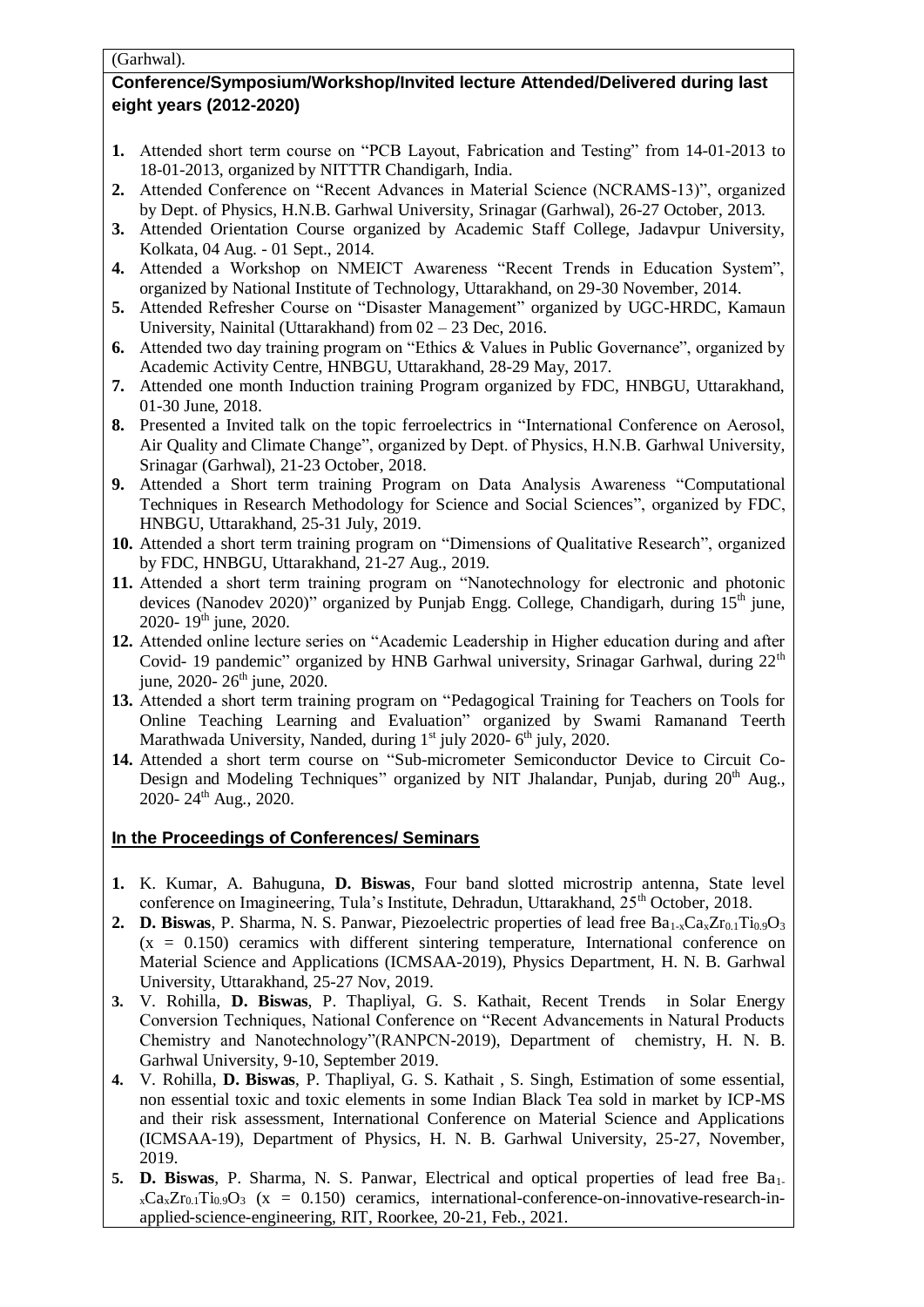(Garhwal).

**Conference/Symposium/Workshop/Invited lecture Attended/Delivered during last eight years (2012-2020)**

1. Attended short term course on "PCB Layout, Fabrication and Testing" from 14-01-2013 to 18-01-2013, organized by NITTTR Chandigarh, India.
2. Attended Conference on "Recent Advances in Material Science (NCRAMS-13)", organized by Dept. of Physics, H.N.B. Garhwal University, Srinagar (Garhwal), 26-27 October, 2013.
3. Attended Orientation Course organized by Academic Staff College, Jadavpur University, Kolkata, 04 Aug. - 01 Sept., 2014.
4. Attended a Workshop on NMEICT Awareness "Recent Trends in Education System", organized by National Institute of Technology, Uttarakhand, on 29-30 November, 2014.
5. Attended Refresher Course on "Disaster Management" organized by UGC-HRDC, Kamaun University, Nainital (Uttarakhand) from 02 – 23 Dec, 2016.
6. Attended two day training program on "Ethics & Values in Public Governance", organized by Academic Activity Centre, HNBGU, Uttarakhand, 28-29 May, 2017.
7. Attended one month Induction training Program organized by FDC, HNBGU, Uttarakhand, 01-30 June, 2018.
8. Presented a Invited talk on the topic ferroelectrics in "International Conference on Aerosol, Air Quality and Climate Change", organized by Dept. of Physics, H.N.B. Garhwal University, Srinagar (Garhwal), 21-23 October, 2018.
9. Attended a Short term training Program on Data Analysis Awareness "Computational Techniques in Research Methodology for Science and Social Sciences", organized by FDC, HNBGU, Uttarakhand, 25-31 July, 2019.
10. Attended a short term training program on "Dimensions of Qualitative Research", organized by FDC, HNBGU, Uttarakhand, 21-27 Aug., 2019.
11. Attended a short term training program on "Nanotechnology for electronic and photonic devices (Nanodev 2020)" organized by Punjab Engg. College, Chandigarh, during 15th june, 2020- 19th june, 2020.
12. Attended online lecture series on "Academic Leadership in Higher education during and after Covid- 19 pandemic" organized by HNB Garhwal university, Srinagar Garhwal, during 22th june, 2020- 26th june, 2020.
13. Attended a short term training program on "Pedagogical Training for Teachers on Tools for Online Teaching Learning and Evaluation" organized by Swami Ramanand Teerth Marathwada University, Nanded, during 1st july 2020- 6th july, 2020.
14. Attended a short term course on "Sub-micrometer Semiconductor Device to Circuit Co-Design and Modeling Techniques" organized by NIT Jhalandar, Punjab, during 20th Aug., 2020- 24th Aug., 2020.

## In the Proceedings of Conferences/ Seminars

1. K. Kumar, A. Bahuguna, **D. Biswas**, Four band slotted microstrip antenna, State level conference on Imagineering, Tula's Institute, Dehradun, Uttarakhand, 25th October, 2018.
2. **D. Biswas**, P. Sharma, N. S. Panwar, Piezoelectric properties of lead free $Ba_{1-x}Ca_xZr_{0.1}Ti_{0.9}O_3$ (x = 0.150) ceramics with different sintering temperature, International conference on Material Science and Applications (ICMSAA-2019), Physics Department, H. N. B. Garhwal University, Uttarakhand, 25-27 Nov, 2019.
3. V. Rohilla, **D. Biswas**, P. Thapliyal, G. S. Kathait, Recent Trends in Solar Energy Conversion Techniques, National Conference on "Recent Advancements in Natural Products Chemistry and Nanotechnology"(RANPCN-2019), Department of chemistry, H. N. B. Garhwal University, 9-10, September 2019.
4. V. Rohilla, **D. Biswas**, P. Thapliyal, G. S. Kathait , S. Singh, Estimation of some essential, non essential toxic and toxic elements in some Indian Black Tea sold in market by ICP-MS and their risk assessment, International Conference on Material Science and Applications (ICMSAA-19), Department of Physics, H. N. B. Garhwal University, 25-27, November, 2019.
5. **D. Biswas**, P. Sharma, N. S. Panwar, Electrical and optical properties of lead free $Ba_{1-x}Ca_xZr_{0.1}Ti_{0.9}O_3$ (x = 0.150) ceramics, international-conference-on-innovative-research-in-applied-science-engineering, RIT, Roorkee, 20-21, Feb., 2021.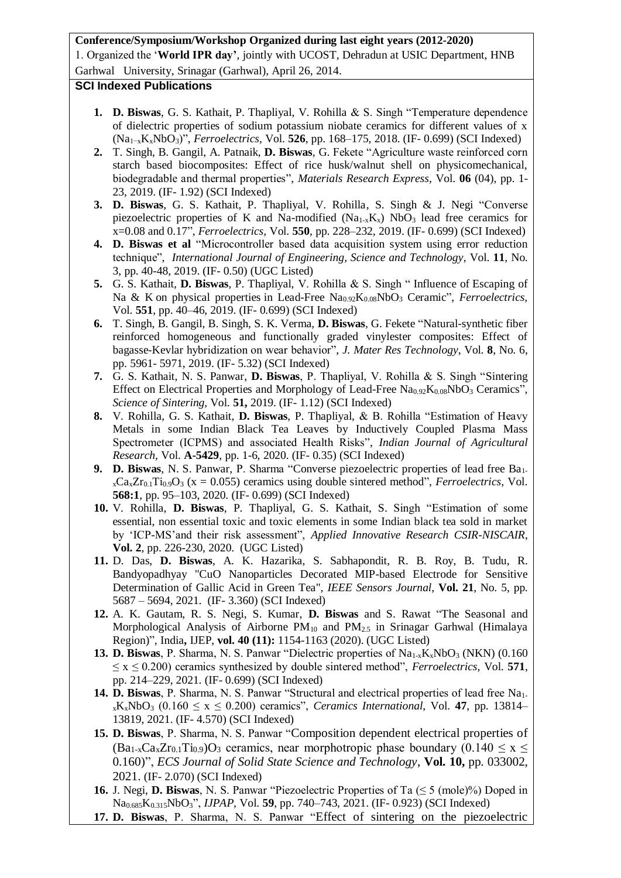**Conference/Symposium/Workshop Organized during last eight years (2012-2020)**

1. Organized the '**World IPR day**', jointly with UCOST, Dehradun at USIC Department, HNB Garhwal University, Srinagar (Garhwal), April 26, 2014.

**SCI Indexed Publications**

1. **D. Biswas**, G. S. Kathait, P. Thapliyal, V. Rohilla & S. Singh "Temperature dependence of dielectric properties of sodium potassium niobate ceramics for different values of x ($Na_{1-x}K_xNbO_3$)", *Ferroelectrics*, Vol. **526**, pp. 168–175, 2018. (IF- 0.699) (SCI Indexed)
2. T. Singh, B. Gangil, A. Patnaik, **D. Biswas**, G. Fekete "Agriculture waste reinforced corn starch based biocomposites: Effect of rice husk/walnut shell on physicomechanical, biodegradable and thermal properties", *Materials Research Express*, Vol. **06** (04), pp. 1-23, 2019. (IF- 1.92) (SCI Indexed)
3. **D. Biswas**, G. S. Kathait, P. Thapliyal, V. Rohilla, S. Singh & J. Negi "Converse piezoelectric properties of K and Na-modified ($Na_{1-x}K_x$) $NbO_3$ lead free ceramics for x=0.08 and 0.17", *Ferroelectrics,* Vol. **550**, pp. 228–232, 2019. (IF- 0.699) (SCI Indexed)
4. **D. Biswas et al** "Microcontroller based data acquisition system using error reduction technique", *International Journal of Engineering, Science and Technology*, Vol. **11**, No. 3, pp. 40-48, 2019. (IF- 0.50) (UGC Listed)
5. G. S. Kathait, **D. Biswas**, P. Thapliyal, V. Rohilla & S. Singh " Influence of Escaping of Na & K on physical properties in Lead-Free $Na_{0.92}K_{0.08}NbO_3$ Ceramic", *Ferroelectrics,* Vol. **551**, pp. 40–46, 2019. (IF- 0.699) (SCI Indexed)
6. T. Singh, B. Gangil, B. Singh, S. K. Verma, **D. Biswas**, G. Fekete "Natural-synthetic fiber reinforced homogeneous and functionally graded vinylester composites: Effect of bagasse-Kevlar hybridization on wear behavior", *J. Mater Res Technology*, Vol. **8**, No. 6, pp. 5961- 5971, 2019. (IF- 5.32) (SCI Indexed)
7. G. S. Kathait, N. S. Panwar, **D. Biswas**, P. Thapliyal, V. Rohilla & S. Singh "Sintering Effect on Electrical Properties and Morphology of Lead-Free $Na_{0.92}K_{0.08}NbO_3$ Ceramics", *Science of Sintering,* Vol. **51,** 2019. (IF- 1.12) (SCI Indexed)
8. V. Rohilla, G. S. Kathait, **D. Biswas**, P. Thapliyal, & B. Rohilla "Estimation of Heavy Metals in some Indian Black Tea Leaves by Inductively Coupled Plasma Mass Spectrometer (ICPMS) and associated Health Risks", *Indian Journal of Agricultural Research,* Vol. **A-5429**, pp. 1-6, 2020. (IF- 0.35) (SCI Indexed)
9. **D. Biswas**, N. S. Panwar, P. Sharma "Converse piezoelectric properties of lead free $Ba_{1-x}Ca_xZr_{0.1}Ti_{0.9}O_3$ (x = 0.055) ceramics using double sintered method", *Ferroelectrics,* Vol. **568:1**, pp. 95–103, 2020. (IF- 0.699) (SCI Indexed)
10. V. Rohilla, **D. Biswas**, P. Thapliyal, G. S. Kathait, S. Singh "Estimation of some essential, non essential toxic and toxic elements in some Indian black tea sold in market by 'ICP-MS'and their risk assessment", *Applied Innovative Research CSIR-NISCAIR*, **Vol. 2**, pp. 226-230, 2020. (UGC Listed)
11. D. Das, **D. Biswas**, A. K. Hazarika, S. Sabhapondit, R. B. Roy, B. Tudu, R. Bandyopadhyay "CuO Nanoparticles Decorated MIP-based Electrode for Sensitive Determination of Gallic Acid in Green Tea", *IEEE Sensors Journal*, **Vol. 21**, No. 5, pp. 5687 – 5694, 2021. (IF- 3.360) (SCI Indexed)
12. A. K. Gautam, R. S. Negi, S. Kumar, **D. Biswas** and S. Rawat "The Seasonal and Morphological Analysis of Airborne $PM_{10}$ and $PM_{2.5}$ in Srinagar Garhwal (Himalaya Region)", India**,** IJEP, **vol. 40 (11):** 1154-1163 (2020). (UGC Listed)
13. **D. Biswas**, P. Sharma, N. S. Panwar "Dielectric properties of $Na_{1-x}K_xNbO_3$ (NKN) ($0.160 \leq x \leq 0.200$) ceramics synthesized by double sintered method", *Ferroelectrics,* Vol. **571**, pp. 214–229, 2021. (IF- 0.699) (SCI Indexed)
14. **D. Biswas**, P. Sharma, N. S. Panwar "Structural and electrical properties of lead free $Na_{1-x}K_xNbO_3$ ($0.160 \leq x \leq 0.200$) ceramics", *Ceramics International*, Vol. **47**, pp. 13814–13819, 2021. (IF- 4.570) (SCI Indexed)
15. **D. Biswas**, P. Sharma, N. S. Panwar "Composition dependent electrical properties of $(Ba_{1-x}Ca_xZr_{0.1}Ti_{0.9})O_3$ ceramics, near morphotropic phase boundary ($0.140 \leq x \leq 0.160$)", *ECS Journal of Solid State Science and Technology*, **Vol. 10,** pp. 033002, 2021. (IF- 2.070) (SCI Indexed)
16. J. Negi, **D. Biswas**, N. S. Panwar "Piezoelectric Properties of Ta (≤ 5 (mole)%) Doped in $Na_{0.685}K_{0.315}NbO_3$", *IJPAP*, Vol. **59**, pp. 740–743, 2021. (IF- 0.923) (SCI Indexed)
17. **D. Biswas**, P. Sharma, N. S. Panwar "Effect of sintering on the piezoelectric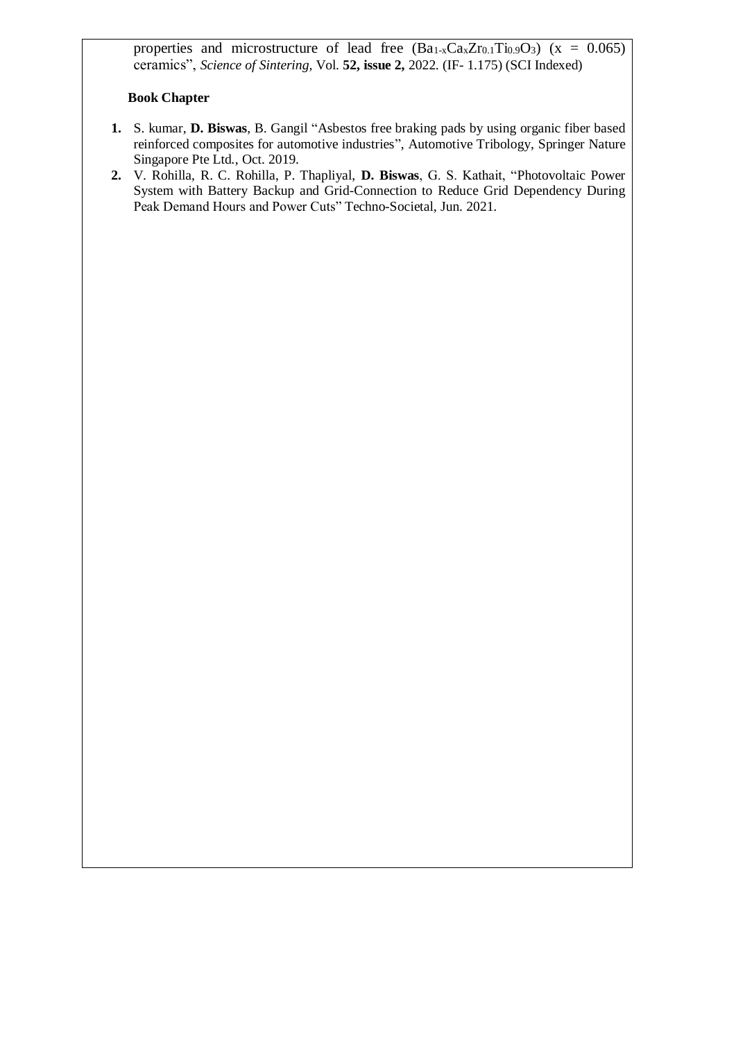properties and microstructure of lead free ($Ba_{1-x}Ca_xZr_{0.1}Ti_{0.9}O_3$) ($x = 0.065$) ceramics", *Science of Sintering*, Vol. **52, issue 2,** 2022. (IF- 1.175) (SCI Indexed)

**Book Chapter**

1. S. kumar, **D. Biswas**, B. Gangil "Asbestos free braking pads by using organic fiber based reinforced composites for automotive industries", Automotive Tribology, Springer Nature Singapore Pte Ltd., Oct. 2019.
2. V. Rohilla, R. C. Rohilla, P. Thapliyal, **D. Biswas**, G. S. Kathait, "Photovoltaic Power System with Battery Backup and Grid-Connection to Reduce Grid Dependency During Peak Demand Hours and Power Cuts" Techno-Societal, Jun. 2021.